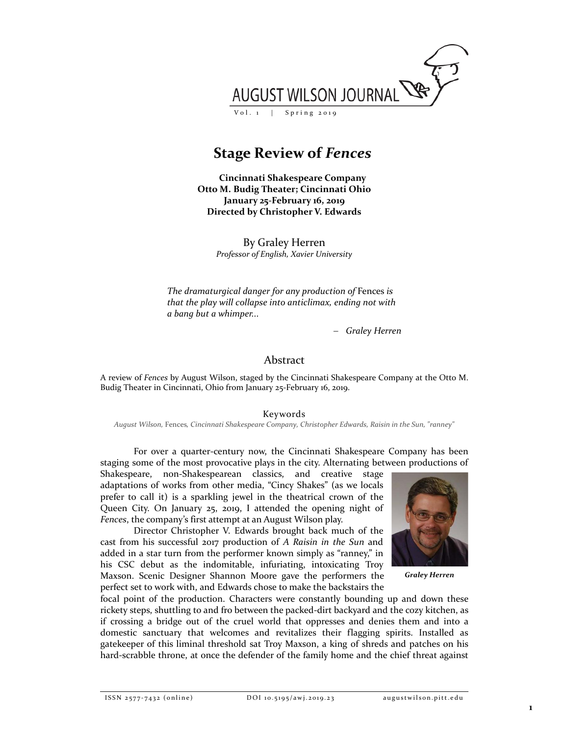# Stage Review of *Fences*

**Cincinnati Shakespeare Company**
**Otto M. Budig Theater; Cincinnati Ohio**
**January 25-February 16, 2019**
**Directed by Christopher V. Edwards**

By Graley Herren
*Professor of English, Xavier University*

> *The dramaturgical danger for any production of* Fences *is that the play will collapse into anticlimax, ending not with a bang but a whimper...*
>
> – *Graley Herren*

## Abstract

A review of *Fences* by August Wilson, staged by the Cincinnati Shakespeare Company at the Otto M. Budig Theater in Cincinnati, Ohio from January 25-February 16, 2019.

### Keywords

*August Wilson,* Fences*, Cincinnati Shakespeare Company, Christopher Edwards, Raisin in the Sun, "ranney"*

For over a quarter-century now, the Cincinnati Shakespeare Company has been staging some of the most provocative plays in the city. Alternating between productions of Shakespeare, non-Shakespearean classics, and creative stage adaptations of works from other media, "Cincy Shakes" (as we locals prefer to call it) is a sparkling jewel in the theatrical crown of the Queen City. On January 25, 2019, I attended the opening night of *Fences*, the company's first attempt at an August Wilson play.

***Graley Herren***

Director Christopher V. Edwards brought back much of the cast from his successful 2017 production of *A Raisin in the Sun* and added in a star turn from the performer known simply as "ranney," in his CSC debut as the indomitable, infuriating, intoxicating Troy Maxson. Scenic Designer Shannon Moore gave the performers the perfect set to work with, and Edwards chose to make the backstairs the focal point of the production. Characters were constantly bounding up and down these rickety steps, shuttling to and fro between the packed-dirt backyard and the cozy kitchen, as if crossing a bridge out of the cruel world that oppresses and denies them and into a domestic sanctuary that welcomes and revitalizes their flagging spirits. Installed as gatekeeper of this liminal threshold sat Troy Maxson, a king of shreds and patches on his hard-scrabble throne, at once the defender of the family home and the chief threat against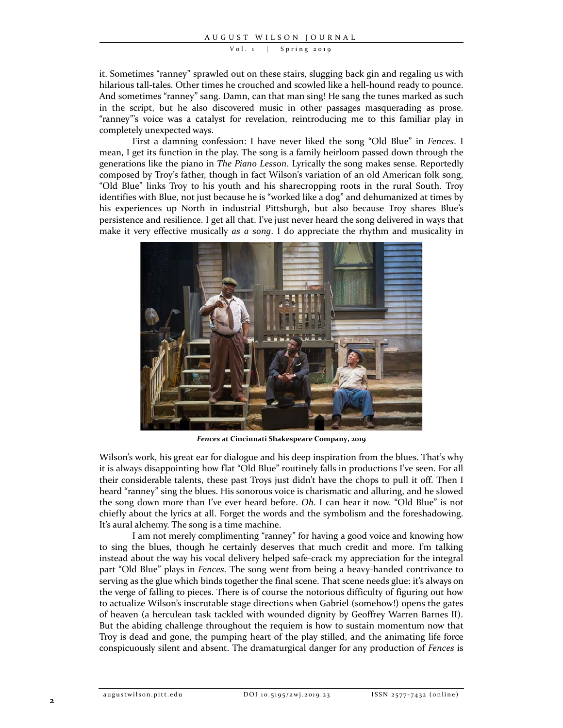it. Sometimes "ranney" sprawled out on these stairs, slugging back gin and regaling us with hilarious tall-tales. Other times he crouched and scowled like a hell-hound ready to pounce. And sometimes "ranney" sang. Damn, can that man sing! He sang the tunes marked as such in the script, but he also discovered music in other passages masquerading as prose. "ranney"'s voice was a catalyst for revelation, reintroducing me to this familiar play in completely unexpected ways.

First a damning confession: I have never liked the song "Old Blue" in *Fences*. I mean, I get its function in the play. The song is a family heirloom passed down through the generations like the piano in *The Piano Lesson*. Lyrically the song makes sense. Reportedly composed by Troy's father, though in fact Wilson's variation of an old American folk song, "Old Blue" links Troy to his youth and his sharecropping roots in the rural South. Troy identifies with Blue, not just because he is "worked like a dog" and dehumanized at times by his experiences up North in industrial Pittsburgh, but also because Troy shares Blue's persistence and resilience. I get all that. I've just never heard the song delivered in ways that make it very effective musically *as a song*. I do appreciate the rhythm and musicality in Wilson's work, his great ear for dialogue and his deep inspiration from the blues. That's why it is always disappointing how flat "Old Blue" routinely falls in productions I've seen. For all their considerable talents, these past Troys just didn't have the chops to pull it off. Then I heard "ranney" sing the blues. His sonorous voice is charismatic and alluring, and he slowed the song down more than I've ever heard before. *Oh*. I can hear it now. "Old Blue" is not chiefly about the lyrics at all. Forget the words and the symbolism and the foreshadowing. It's aural alchemy. The song is a time machine.

**_Fences_ at Cincinnati Shakespeare Company, 2019**

I am not merely complimenting "ranney" for having a good voice and knowing how to sing the blues, though he certainly deserves that much credit and more. I'm talking instead about the way his vocal delivery helped safe-crack my appreciation for the integral part "Old Blue" plays in *Fences*. The song went from being a heavy-handed contrivance to serving as the glue which binds together the final scene. That scene needs glue: it's always on the verge of falling to pieces. There is of course the notorious difficulty of figuring out how to actualize Wilson's inscrutable stage directions when Gabriel (somehow!) opens the gates of heaven (a herculean task tackled with wounded dignity by Geoffrey Warren Barnes II). But the abiding challenge throughout the requiem is how to sustain momentum now that Troy is dead and gone, the pumping heart of the play stilled, and the animating life force conspicuously silent and absent. The dramaturgical danger for any production of *Fences* is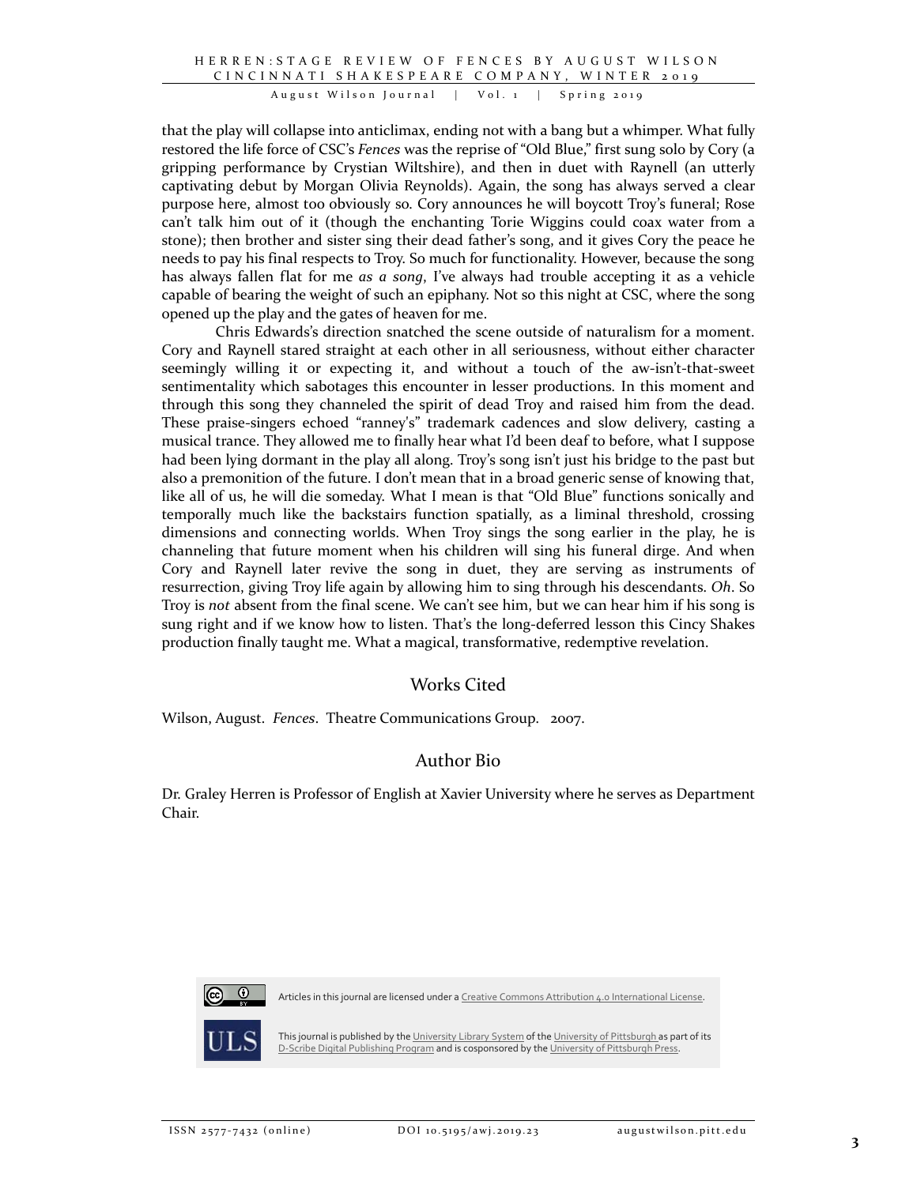that the play will collapse into anticlimax, ending not with a bang but a whimper. What fully restored the life force of CSC's *Fences* was the reprise of "Old Blue," first sung solo by Cory (a gripping performance by Crystian Wiltshire), and then in duet with Raynell (an utterly captivating debut by Morgan Olivia Reynolds). Again, the song has always served a clear purpose here, almost too obviously so. Cory announces he will boycott Troy's funeral; Rose can't talk him out of it (though the enchanting Torie Wiggins could coax water from a stone); then brother and sister sing their dead father's song, and it gives Cory the peace he needs to pay his final respects to Troy. So much for functionality. However, because the song has always fallen flat for me *as a song*, I've always had trouble accepting it as a vehicle capable of bearing the weight of such an epiphany. Not so this night at CSC, where the song opened up the play and the gates of heaven for me.

Chris Edwards's direction snatched the scene outside of naturalism for a moment. Cory and Raynell stared straight at each other in all seriousness, without either character seemingly willing it or expecting it, and without a touch of the aw-isn't-that-sweet sentimentality which sabotages this encounter in lesser productions. In this moment and through this song they channeled the spirit of dead Troy and raised him from the dead. These praise-singers echoed "ranney's" trademark cadences and slow delivery, casting a musical trance. They allowed me to finally hear what I'd been deaf to before, what I suppose had been lying dormant in the play all along. Troy's song isn't just his bridge to the past but also a premonition of the future. I don't mean that in a broad generic sense of knowing that, like all of us, he will die someday. What I mean is that "Old Blue" functions sonically and temporally much like the backstairs function spatially, as a liminal threshold, crossing dimensions and connecting worlds. When Troy sings the song earlier in the play, he is channeling that future moment when his children will sing his funeral dirge. And when Cory and Raynell later revive the song in duet, they are serving as instruments of resurrection, giving Troy life again by allowing him to sing through his descendants. *Oh*. So Troy is *not* absent from the final scene. We can't see him, but we can hear him if his song is sung right and if we know how to listen. That's the long-deferred lesson this Cincy Shakes production finally taught me. What a magical, transformative, redemptive revelation.

## Works Cited

Wilson, August. *Fences*. Theatre Communications Group. 2007.

## Author Bio

Dr. Graley Herren is Professor of English at Xavier University where he serves as Department Chair.

Articles in this journal are licensed under a Creative Commons Attribution 4.0 International License.

This journal is published by the University Library System of the University of Pittsburgh as part of its D-Scribe Digital Publishing Program and is cosponsored by the University of Pittsburgh Press.